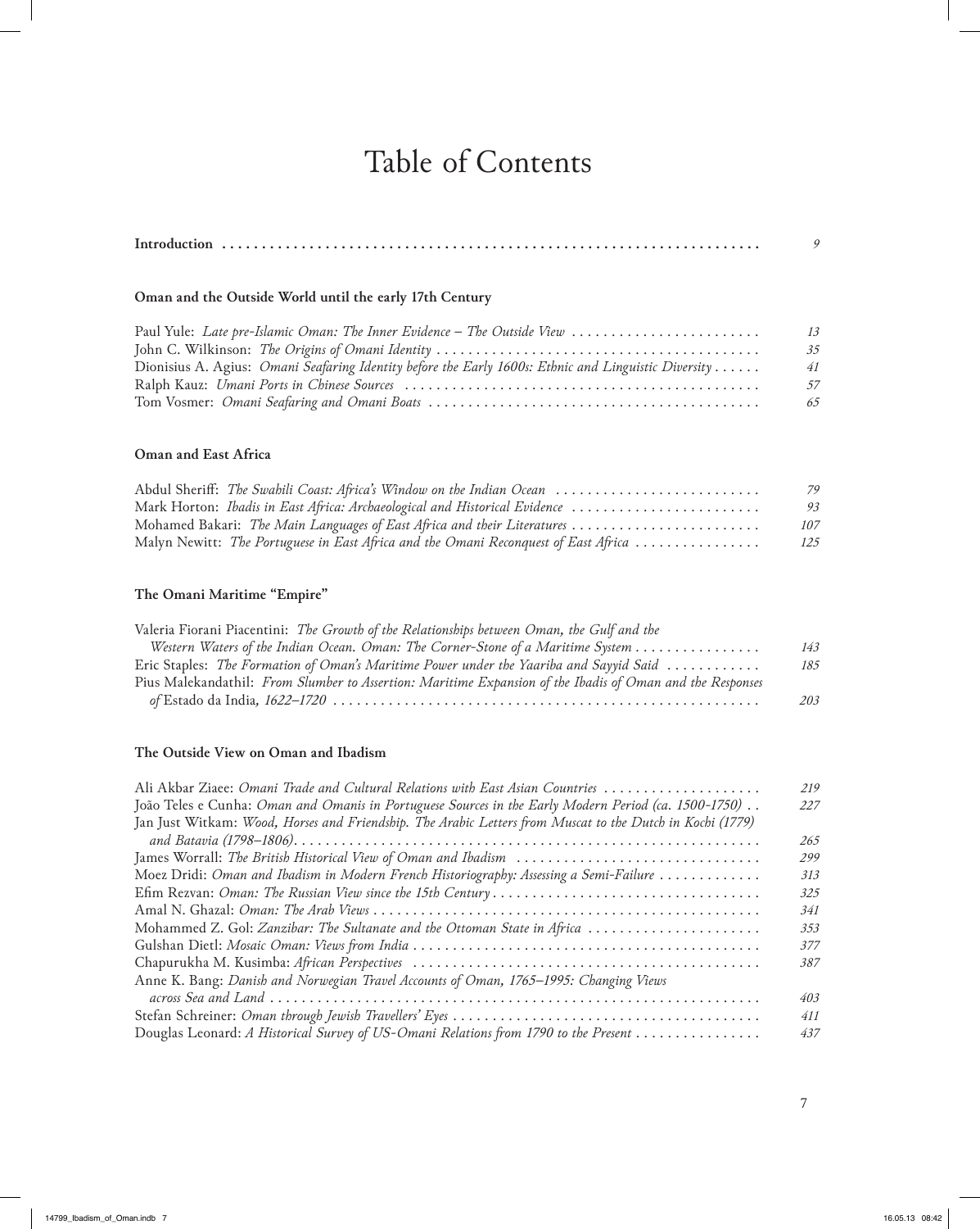# Table of Contents

**Introduction** ... *9*

### Oman and the Outside World until the early 17th Century

Paul Yule: *Late pre-Islamic Oman: The Inner Evidence – The Outside View* ... *13*
John C. Wilkinson: *The Origins of Omani Identity* ... *35*
Dionisius A. Agius: *Omani Seafaring Identity before the Early 1600s: Ethnic and Linguistic Diversity* ... *41*
Ralph Kauz: *Umani Ports in Chinese Sources* ... *57*
Tom Vosmer: *Omani Seafaring and Omani Boats* ... *65*

### Oman and East Africa

Abdul Sheriff: *The Swahili Coast: Africa's Window on the Indian Ocean* ... *79*
Mark Horton: *Ibadis in East Africa: Archaeological and Historical Evidence* ... *93*
Mohamed Bakari: *The Main Languages of East Africa and their Literatures* ... *107*
Malyn Newitt: *The Portuguese in East Africa and the Omani Reconquest of East Africa* ... *125*

### The Omani Maritime "Empire"

Valeria Fiorani Piacentini: *The Growth of the Relationships between Oman, the Gulf and the Western Waters of the Indian Ocean. Oman: The Corner-Stone of a Maritime System* ... *143*
Eric Staples: *The Formation of Oman's Maritime Power under the Yaariba and Sayyid Said* ... *185*
Pius Malekandathil: *From Slumber to Assertion: Maritime Expansion of the Ibadis of Oman and the Responses of* Estado da India*, 1622–1720* ... *203*

### The Outside View on Oman and Ibadism

Ali Akbar Ziaee: *Omani Trade and Cultural Relations with East Asian Countries* ... *219*
João Teles e Cunha: *Oman and Omanis in Portuguese Sources in the Early Modern Period (ca. 1500-1750)* ... *227*
Jan Just Witkam: *Wood, Horses and Friendship. The Arabic Letters from Muscat to the Dutch in Kochi (1779) and Batavia (1798–1806)* ... *265*
James Worrall: *The British Historical View of Oman and Ibadism* ... *299*
Moez Dridi: *Oman and Ibadism in Modern French Historiography: Assessing a Semi-Failure* ... *313*
Efim Rezvan: *Oman: The Russian View since the 15th Century* ... *325*
Amal N. Ghazal: *Oman: The Arab Views* ... *341*
Mohammed Z. Gol: *Zanzibar: The Sultanate and the Ottoman State in Africa* ... *353*
Gulshan Dietl: *Mosaic Oman: Views from India* ... *377*
Chapurukha M. Kusimba: *African Perspectives* ... *387*
Anne K. Bang: *Danish and Norwegian Travel Accounts of Oman, 1765–1995: Changing Views across Sea and Land* ... *403*
Stefan Schreiner: *Oman through Jewish Travellers' Eyes* ... *411*
Douglas Leonard: *A Historical Survey of US-Omani Relations from 1790 to the Present* ... *437*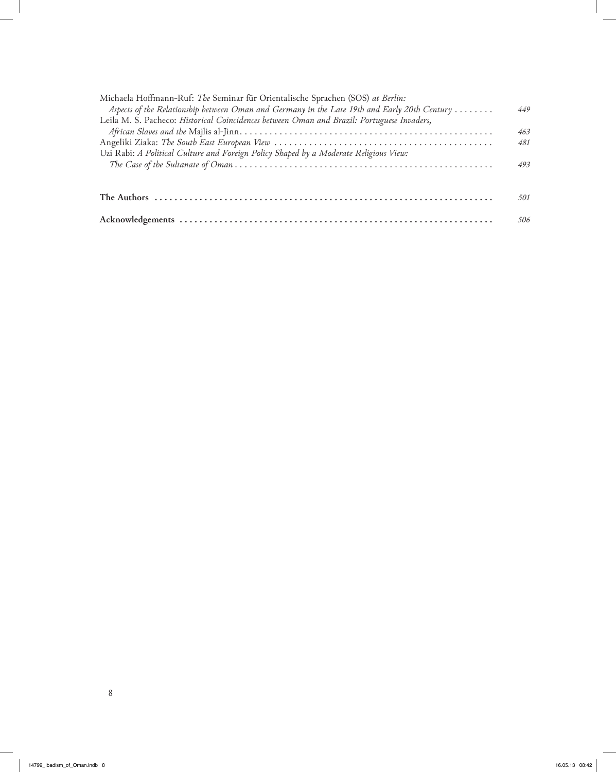Michaela Hoffmann-Ruf: *The* Seminar für Orientalische Sprachen (SOS) *at Berlin: Aspects of the Relationship between Oman and Germany in the Late 19th and Early 20th Century* ........ 449

Leila M. S. Pacheco: *Historical Coincidences between Oman and Brazil: Portuguese Invaders, African Slaves and the* Majlis al-Jinn ........ 463

Angeliki Ziaka: *The South East European View* ........ 481

Uzi Rabi: *A Political Culture and Foreign Policy Shaped by a Moderate Religious View: The Case of the Sultanate of Oman* ........ 493

**The Authors** ........ 501

**Acknowledgements** ........ 506